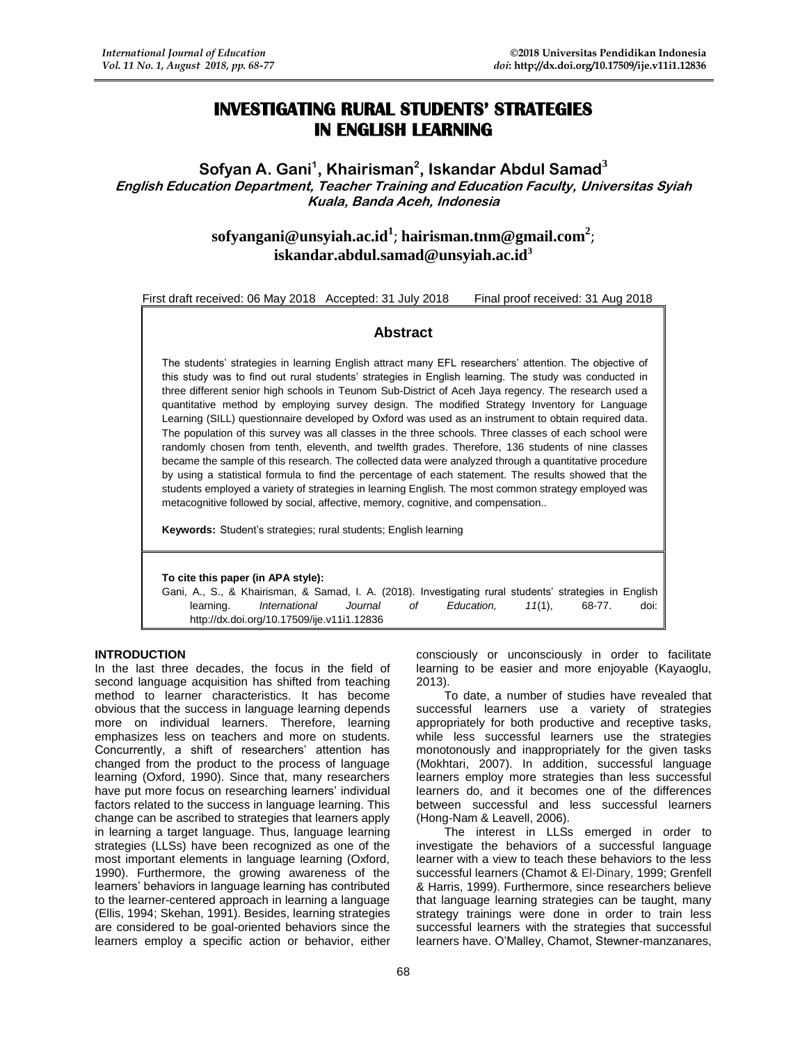# INVESTIGATING RURAL STUDENTS' STRATEGIES IN ENGLISH LEARNING

**Sofyan A. Gani[1], Khairisman[2], Iskandar Abdul Samad[3]**

***English Education Department, Teacher Training and Education Faculty, Universitas Syiah Kuala, Banda Aceh, Indonesia***

**sofyangani@unsyiah.ac.id[1]; hairisman.tnm@gmail.com[2]; iskandar.abdul.samad@unsyiah.ac.id[3]**

First draft received: 06 May 2018 Accepted: 31 July 2018 Final proof received: 31 Aug 2018

## Abstract

The students' strategies in learning English attract many EFL researchers' attention. The objective of this study was to find out rural students' strategies in English learning. The study was conducted in three different senior high schools in Teunom Sub-District of Aceh Jaya regency. The research used a quantitative method by employing survey design. The modified Strategy Inventory for Language Learning (SILL) questionnaire developed by Oxford was used as an instrument to obtain required data. The population of this survey was all classes in the three schools. Three classes of each school were randomly chosen from tenth, eleventh, and twelfth grades. Therefore, 136 students of nine classes became the sample of this research. The collected data were analyzed through a quantitative procedure by using a statistical formula to find the percentage of each statement. The results showed that the students employed a variety of strategies in learning English. The most common strategy employed was metacognitive followed by social, affective, memory, cognitive, and compensation..

**Keywords:** Student's strategies; rural students; English learning

**To cite this paper (in APA style):**

Gani, A., S., & Khairisman, & Samad, I. A. (2018). Investigating rural students' strategies in English learning. *International Journal of Education, 11*(1), 68-77. doi: http://dx.doi.org/10.17509/ije.v11i1.12836

## INTRODUCTION

In the last three decades, the focus in the field of second language acquisition has shifted from teaching method to learner characteristics. It has become obvious that the success in language learning depends more on individual learners. Therefore, learning emphasizes less on teachers and more on students. Concurrently, a shift of researchers' attention has changed from the product to the process of language learning (Oxford, 1990). Since that, many researchers have put more focus on researching learners' individual factors related to the success in language learning. This change can be ascribed to strategies that learners apply in learning a target language. Thus, language learning strategies (LLSs) have been recognized as one of the most important elements in language learning (Oxford, 1990). Furthermore, the growing awareness of the learners' behaviors in language learning has contributed to the learner-centered approach in learning a language (Ellis, 1994; Skehan, 1991). Besides, learning strategies are considered to be goal-oriented behaviors since the learners employ a specific action or behavior, either consciously or unconsciously in order to facilitate learning to be easier and more enjoyable (Kayaoglu, 2013).

To date, a number of studies have revealed that successful learners use a variety of strategies appropriately for both productive and receptive tasks, while less successful learners use the strategies monotonously and inappropriately for the given tasks (Mokhtari, 2007). In addition, successful language learners employ more strategies than less successful learners do, and it becomes one of the differences between successful and less successful learners (Hong-Nam & Leavell, 2006).

The interest in LLSs emerged in order to investigate the behaviors of a successful language learner with a view to teach these behaviors to the less successful learners (Chamot & El-Dinary, 1999; Grenfell & Harris, 1999). Furthermore, since researchers believe that language learning strategies can be taught, many strategy trainings were done in order to train less successful learners with the strategies that successful learners have. O'Malley, Chamot, Stewner-manzanares,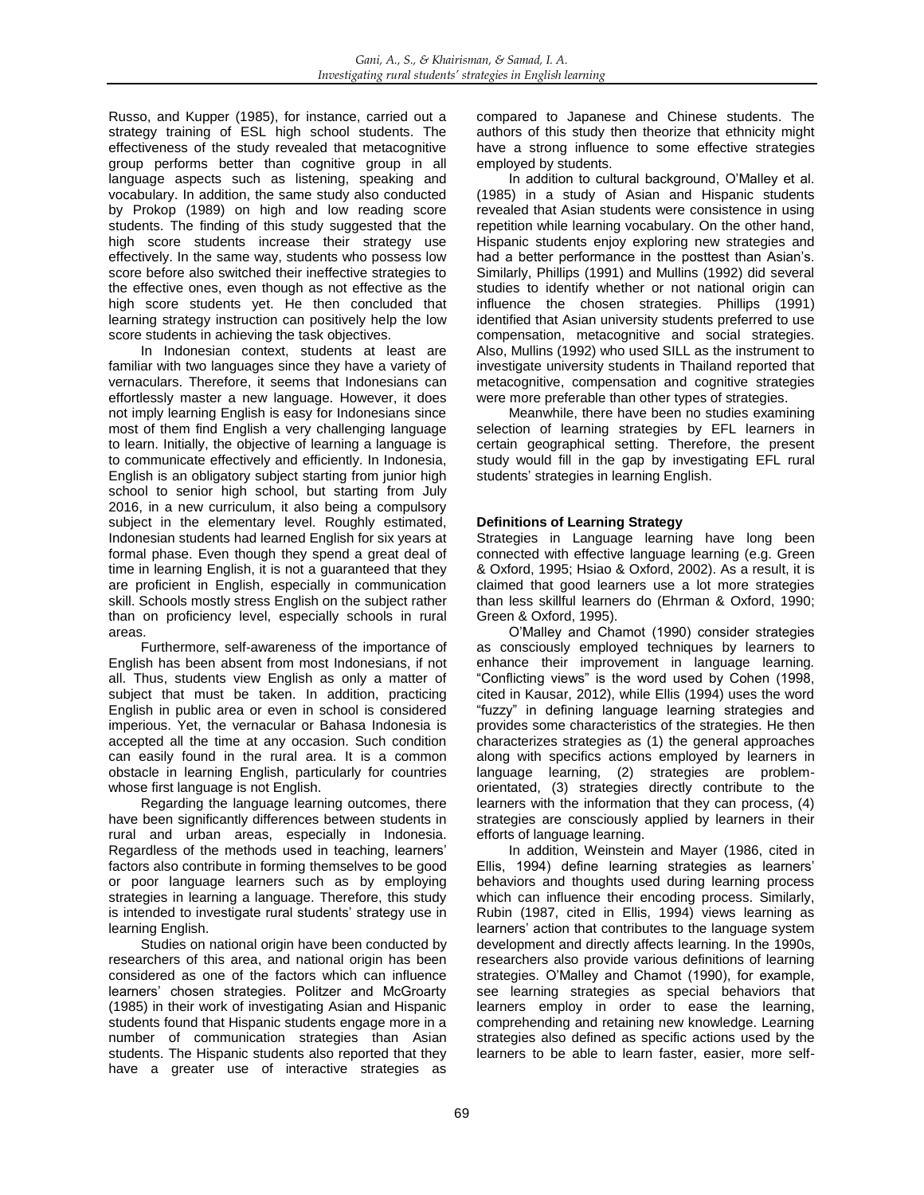Russo, and Kupper (1985), for instance, carried out a strategy training of ESL high school students. The effectiveness of the study revealed that metacognitive group performs better than cognitive group in all language aspects such as listening, speaking and vocabulary. In addition, the same study also conducted by Prokop (1989) on high and low reading score students. The finding of this study suggested that the high score students increase their strategy use effectively. In the same way, students who possess low score before also switched their ineffective strategies to the effective ones, even though as not effective as the high score students yet. He then concluded that learning strategy instruction can positively help the low score students in achieving the task objectives.

In Indonesian context, students at least are familiar with two languages since they have a variety of vernaculars. Therefore, it seems that Indonesians can effortlessly master a new language. However, it does not imply learning English is easy for Indonesians since most of them find English a very challenging language to learn. Initially, the objective of learning a language is to communicate effectively and efficiently. In Indonesia, English is an obligatory subject starting from junior high school to senior high school, but starting from July 2016, in a new curriculum, it also being a compulsory subject in the elementary level. Roughly estimated, Indonesian students had learned English for six years at formal phase. Even though they spend a great deal of time in learning English, it is not a guaranteed that they are proficient in English, especially in communication skill. Schools mostly stress English on the subject rather than on proficiency level, especially schools in rural areas.

Furthermore, self-awareness of the importance of English has been absent from most Indonesians, if not all. Thus, students view English as only a matter of subject that must be taken. In addition, practicing English in public area or even in school is considered imperious. Yet, the vernacular or Bahasa Indonesia is accepted all the time at any occasion. Such condition can easily found in the rural area. It is a common obstacle in learning English, particularly for countries whose first language is not English.

Regarding the language learning outcomes, there have been significantly differences between students in rural and urban areas, especially in Indonesia. Regardless of the methods used in teaching, learners' factors also contribute in forming themselves to be good or poor language learners such as by employing strategies in learning a language. Therefore, this study is intended to investigate rural students' strategy use in learning English.

Studies on national origin have been conducted by researchers of this area, and national origin has been considered as one of the factors which can influence learners' chosen strategies. Politzer and McGroarty (1985) in their work of investigating Asian and Hispanic students found that Hispanic students engage more in a number of communication strategies than Asian students. The Hispanic students also reported that they have a greater use of interactive strategies as compared to Japanese and Chinese students. The authors of this study then theorize that ethnicity might have a strong influence to some effective strategies employed by students.

In addition to cultural background, O'Malley et al. (1985) in a study of Asian and Hispanic students revealed that Asian students were consistence in using repetition while learning vocabulary. On the other hand, Hispanic students enjoy exploring new strategies and had a better performance in the posttest than Asian's. Similarly, Phillips (1991) and Mullins (1992) did several studies to identify whether or not national origin can influence the chosen strategies. Phillips (1991) identified that Asian university students preferred to use compensation, metacognitive and social strategies. Also, Mullins (1992) who used SILL as the instrument to investigate university students in Thailand reported that metacognitive, compensation and cognitive strategies were more preferable than other types of strategies.

Meanwhile, there have been no studies examining selection of learning strategies by EFL learners in certain geographical setting. Therefore, the present study would fill in the gap by investigating EFL rural students' strategies in learning English.

### Definitions of Learning Strategy

Strategies in Language learning have long been connected with effective language learning (e.g. Green & Oxford, 1995; Hsiao & Oxford, 2002). As a result, it is claimed that good learners use a lot more strategies than less skillful learners do (Ehrman & Oxford, 1990; Green & Oxford, 1995).

O'Malley and Chamot (1990) consider strategies as consciously employed techniques by learners to enhance their improvement in language learning. "Conflicting views" is the word used by Cohen (1998, cited in Kausar, 2012), while Ellis (1994) uses the word "fuzzy" in defining language learning strategies and provides some characteristics of the strategies. He then characterizes strategies as (1) the general approaches along with specifics actions employed by learners in language learning, (2) strategies are problem-orientated, (3) strategies directly contribute to the learners with the information that they can process, (4) strategies are consciously applied by learners in their efforts of language learning.

In addition, Weinstein and Mayer (1986, cited in Ellis, 1994) define learning strategies as learners' behaviors and thoughts used during learning process which can influence their encoding process. Similarly, Rubin (1987, cited in Ellis, 1994) views learning as learners' action that contributes to the language system development and directly affects learning. In the 1990s, researchers also provide various definitions of learning strategies. O'Malley and Chamot (1990), for example, see learning strategies as special behaviors that learners employ in order to ease the learning, comprehending and retaining new knowledge. Learning strategies also defined as specific actions used by the learners to be able to learn faster, easier, more self-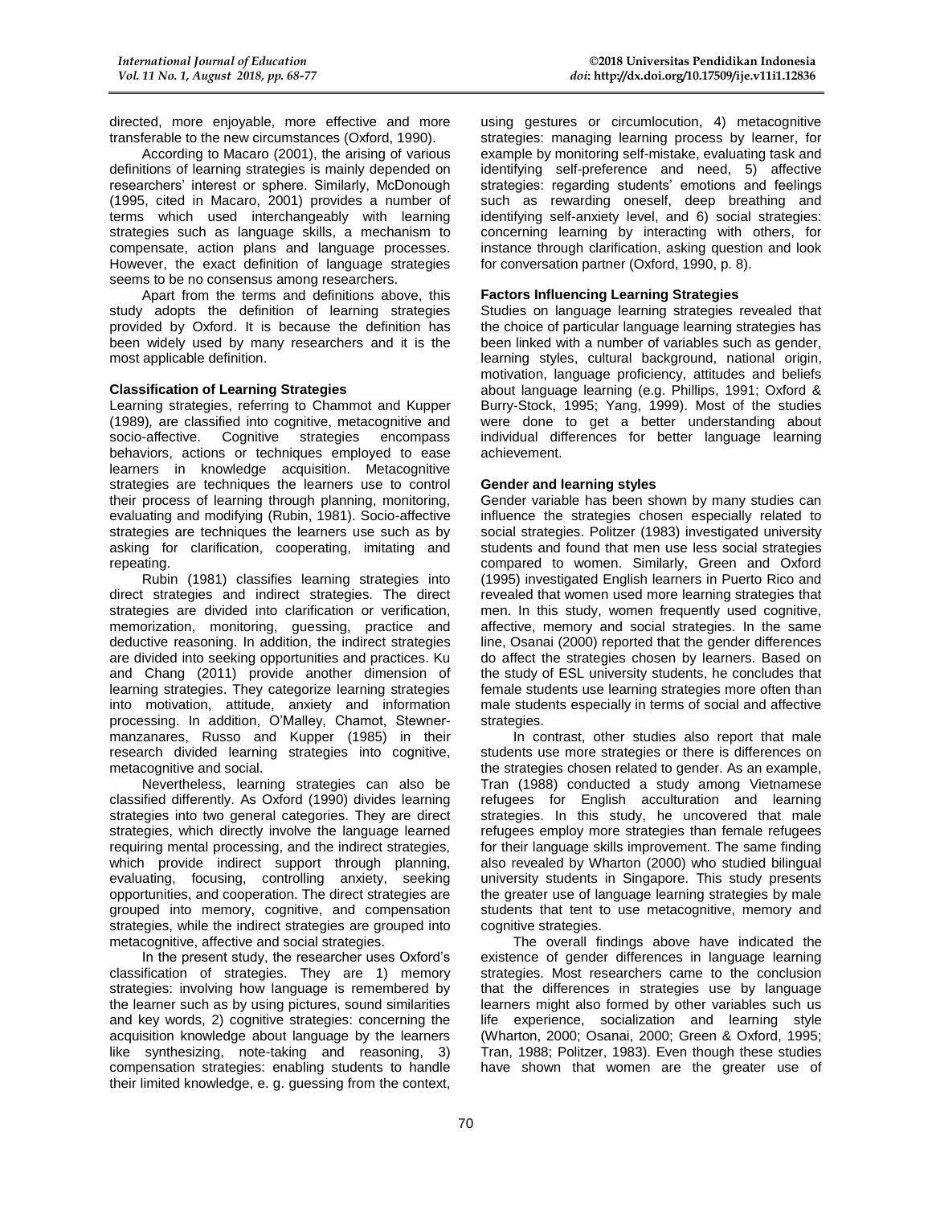directed, more enjoyable, more effective and more transferable to the new circumstances (Oxford, 1990).

According to Macaro (2001), the arising of various definitions of learning strategies is mainly depended on researchers' interest or sphere. Similarly, McDonough (1995, cited in Macaro, 2001) provides a number of terms which used interchangeably with learning strategies such as language skills, a mechanism to compensate, action plans and language processes. However, the exact definition of language strategies seems to be no consensus among researchers.

Apart from the terms and definitions above, this study adopts the definition of learning strategies provided by Oxford. It is because the definition has been widely used by many researchers and it is the most applicable definition.

**Classification of Learning Strategies**

Learning strategies, referring to Chammot and Kupper (1989), are classified into cognitive, metacognitive and socio-affective. Cognitive strategies encompass behaviors, actions or techniques employed to ease learners in knowledge acquisition. Metacognitive strategies are techniques the learners use to control their process of learning through planning, monitoring, evaluating and modifying (Rubin, 1981). Socio-affective strategies are techniques the learners use such as by asking for clarification, cooperating, imitating and repeating.

Rubin (1981) classifies learning strategies into direct strategies and indirect strategies. The direct strategies are divided into clarification or verification, memorization, monitoring, guessing, practice and deductive reasoning. In addition, the indirect strategies are divided into seeking opportunities and practices. Ku and Chang (2011) provide another dimension of learning strategies. They categorize learning strategies into motivation, attitude, anxiety and information processing. In addition, O'Malley, Chamot, Stewner-manzanares, Russo and Kupper (1985) in their research divided learning strategies into cognitive, metacognitive and social.

Nevertheless, learning strategies can also be classified differently. As Oxford (1990) divides learning strategies into two general categories. They are direct strategies, which directly involve the language learned requiring mental processing, and the indirect strategies, which provide indirect support through planning, evaluating, focusing, controlling anxiety, seeking opportunities, and cooperation. The direct strategies are grouped into memory, cognitive, and compensation strategies, while the indirect strategies are grouped into metacognitive, affective and social strategies.

In the present study, the researcher uses Oxford's classification of strategies. They are 1) memory strategies: involving how language is remembered by the learner such as by using pictures, sound similarities and key words, 2) cognitive strategies: concerning the acquisition knowledge about language by the learners like synthesizing, note-taking and reasoning, 3) compensation strategies: enabling students to handle their limited knowledge, e. g. guessing from the context, using gestures or circumlocution, 4) metacognitive strategies: managing learning process by learner, for example by monitoring self-mistake, evaluating task and identifying self-preference and need, 5) affective strategies: regarding students' emotions and feelings such as rewarding oneself, deep breathing and identifying self-anxiety level, and 6) social strategies: concerning learning by interacting with others, for instance through clarification, asking question and look for conversation partner (Oxford, 1990, p. 8).

**Factors Influencing Learning Strategies**

Studies on language learning strategies revealed that the choice of particular language learning strategies has been linked with a number of variables such as gender, learning styles, cultural background, national origin, motivation, language proficiency, attitudes and beliefs about language learning (e.g. Phillips, 1991; Oxford & Burry-Stock, 1995; Yang, 1999). Most of the studies were done to get a better understanding about individual differences for better language learning achievement.

**Gender and learning styles**

Gender variable has been shown by many studies can influence the strategies chosen especially related to social strategies. Politzer (1983) investigated university students and found that men use less social strategies compared to women. Similarly, Green and Oxford (1995) investigated English learners in Puerto Rico and revealed that women used more learning strategies that men. In this study, women frequently used cognitive, affective, memory and social strategies. In the same line, Osanai (2000) reported that the gender differences do affect the strategies chosen by learners. Based on the study of ESL university students, he concludes that female students use learning strategies more often than male students especially in terms of social and affective strategies.

In contrast, other studies also report that male students use more strategies or there is differences on the strategies chosen related to gender. As an example, Tran (1988) conducted a study among Vietnamese refugees for English acculturation and learning strategies. In this study, he uncovered that male refugees employ more strategies than female refugees for their language skills improvement. The same finding also revealed by Wharton (2000) who studied bilingual university students in Singapore. This study presents the greater use of language learning strategies by male students that tent to use metacognitive, memory and cognitive strategies.

The overall findings above have indicated the existence of gender differences in language learning strategies. Most researchers came to the conclusion that the differences in strategies use by language learners might also formed by other variables such us life experience, socialization and learning style (Wharton, 2000; Osanai, 2000; Green & Oxford, 1995; Tran, 1988; Politzer, 1983). Even though these studies have shown that women are the greater use of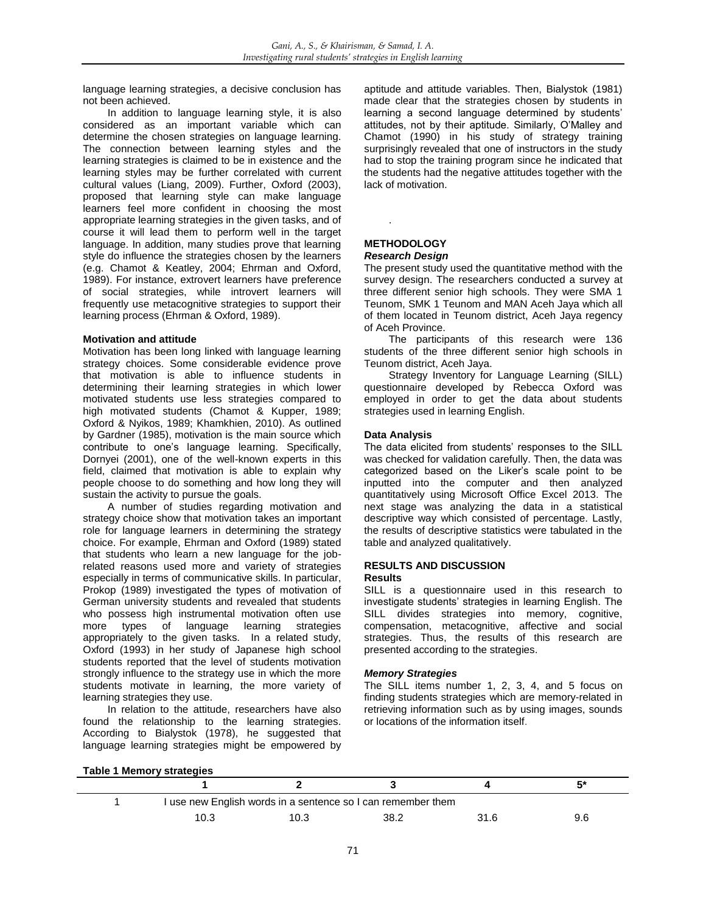language learning strategies, a decisive conclusion has not been achieved.

In addition to language learning style, it is also considered as an important variable which can determine the chosen strategies on language learning. The connection between learning styles and the learning strategies is claimed to be in existence and the learning styles may be further correlated with current cultural values (Liang, 2009). Further, Oxford (2003), proposed that learning style can make language learners feel more confident in choosing the most appropriate learning strategies in the given tasks, and of course it will lead them to perform well in the target language. In addition, many studies prove that learning style do influence the strategies chosen by the learners (e.g. Chamot & Keatley, 2004; Ehrman and Oxford, 1989). For instance, extrovert learners have preference of social strategies, while introvert learners will frequently use metacognitive strategies to support their learning process (Ehrman & Oxford, 1989).

**Motivation and attitude**

Motivation has been long linked with language learning strategy choices. Some considerable evidence prove that motivation is able to influence students in determining their learning strategies in which lower motivated students use less strategies compared to high motivated students (Chamot & Kupper, 1989; Oxford & Nyikos, 1989; Khamkhien, 2010). As outlined by Gardner (1985), motivation is the main source which contribute to one's language learning. Specifically, Dornyei (2001), one of the well-known experts in this field, claimed that motivation is able to explain why people choose to do something and how long they will sustain the activity to pursue the goals.

A number of studies regarding motivation and strategy choice show that motivation takes an important role for language learners in determining the strategy choice. For example, Ehrman and Oxford (1989) stated that students who learn a new language for the job-related reasons used more and variety of strategies especially in terms of communicative skills. In particular, Prokop (1989) investigated the types of motivation of German university students and revealed that students who possess high instrumental motivation often use more types of language learning strategies appropriately to the given tasks. In a related study, Oxford (1993) in her study of Japanese high school students reported that the level of students motivation strongly influence to the strategy use in which the more students motivate in learning, the more variety of learning strategies they use.

In relation to the attitude, researchers have also found the relationship to the learning strategies. According to Bialystok (1978), he suggested that language learning strategies might be empowered by aptitude and attitude variables. Then, Bialystok (1981) made clear that the strategies chosen by students in learning a second language determined by students' attitudes, not by their aptitude. Similarly, O'Malley and Chamot (1990) in his study of strategy training surprisingly revealed that one of instructors in the study had to stop the training program since he indicated that the students had the negative attitudes together with the lack of motivation.

.

## METHODOLOGY

***Research Design***

The present study used the quantitative method with the survey design. The researchers conducted a survey at three different senior high schools. They were SMA 1 Teunom, SMK 1 Teunom and MAN Aceh Jaya which all of them located in Teunom district, Aceh Jaya regency of Aceh Province.

The participants of this research were 136 students of the three different senior high schools in Teunom district, Aceh Jaya.

Strategy Inventory for Language Learning (SILL) questionnaire developed by Rebecca Oxford was employed in order to get the data about students strategies used in learning English.

**Data Analysis**

The data elicited from students' responses to the SILL was checked for validation carefully. Then, the data was categorized based on the Liker's scale point to be inputted into the computer and then analyzed quantitatively using Microsoft Office Excel 2013. The next stage was analyzing the data in a statistical descriptive way which consisted of percentage. Lastly, the results of descriptive statistics were tabulated in the table and analyzed qualitatively.

## RESULTS AND DISCUSSION

**Results**

SILL is a questionnaire used in this research to investigate students' strategies in learning English. The SILL divides strategies into memory, cognitive, compensation, metacognitive, affective and social strategies. Thus, the results of this research are presented according to the strategies.

***Memory Strategies***

The SILL items number 1, 2, 3, 4, and 5 focus on finding students strategies which are memory-related in retrieving information such as by using images, sounds or locations of the information itself.

**Table 1 Memory strategies**

| | 1 | 2 | 3 | 4 | 5* |
|---|---|---|---|---|---|
| 1 | I use new English words in a sentence so I can remember them | | | | |
| | 10.3 | 10.3 | 38.2 | 31.6 | 9.6 |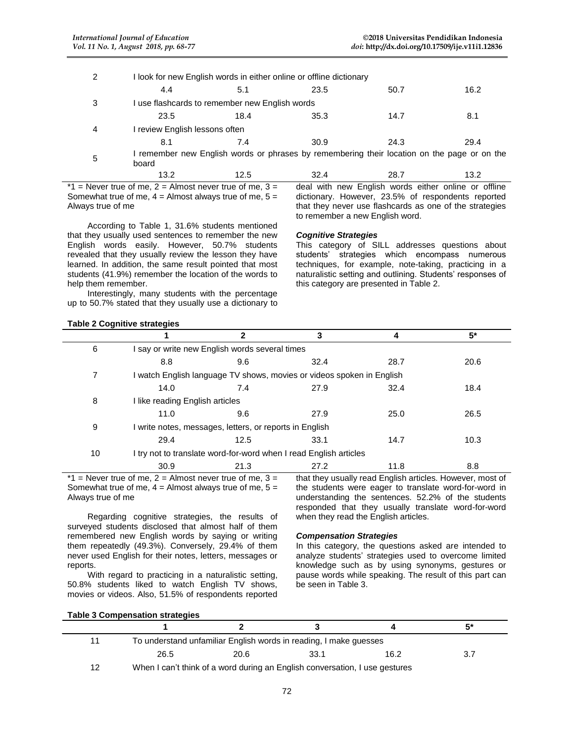| | 1 | 2 | 3 | 4 | 5* |
|---|---|---|---|---|---|
| 2 | I look for new English words in either online or offline dictionary | | | | |
| | 4.4 | 5.1 | 23.5 | 50.7 | 16.2 |
| 3 | I use flashcards to remember new English words | | | | |
| | 23.5 | 18.4 | 35.3 | 14.7 | 8.1 |
| 4 | I review English lessons often | | | | |
| | 8.1 | 7.4 | 30.9 | 24.3 | 29.4 |
| 5 | I remember new English words or phrases by remembering their location on the page or on the board | | | | |
| | 13.2 | 12.5 | 32.4 | 28.7 | 13.2 |

*1 = Never true of me, 2 = Almost never true of me, 3 = Somewhat true of me, 4 = Almost always true of me, 5 = Always true of me

According to Table 1, 31.6% students mentioned that they usually used sentences to remember the new English words easily. However, 50.7% students revealed that they usually review the lesson they have learned. In addition, the same result pointed that most students (41.9%) remember the location of the words to help them remember.

Interestingly, many students with the percentage up to 50.7% stated that they usually use a dictionary to deal with new English words either online or offline dictionary. However, 23.5% of respondents reported that they never use flashcards as one of the strategies to remember a new English word.

### *Cognitive Strategies*

This category of SILL addresses questions about students' strategies which encompass numerous techniques, for example, note-taking, practicing in a naturalistic setting and outlining. Students' responses of this category are presented in Table 2.

**Table 2 Cognitive strategies**

| | 1 | 2 | 3 | 4 | 5* |
|---|---|---|---|---|---|
| 6 | I say or write new English words several times | | | | |
| | 8.8 | 9.6 | 32.4 | 28.7 | 20.6 |
| 7 | I watch English language TV shows, movies or videos spoken in English | | | | |
| | 14.0 | 7.4 | 27.9 | 32.4 | 18.4 |
| 8 | I like reading English articles | | | | |
| | 11.0 | 9.6 | 27.9 | 25.0 | 26.5 |
| 9 | I write notes, messages, letters, or reports in English | | | | |
| | 29.4 | 12.5 | 33.1 | 14.7 | 10.3 |
| 10 | I try not to translate word-for-word when I read English articles | | | | |
| | 30.9 | 21.3 | 27.2 | 11.8 | 8.8 |

*1 = Never true of me, 2 = Almost never true of me, 3 = Somewhat true of me, 4 = Almost always true of me, 5 = Always true of me

Regarding cognitive strategies, the results of surveyed students disclosed that almost half of them remembered new English words by saying or writing them repeatedly (49.3%). Conversely, 29.4% of them never used English for their notes, letters, messages or reports.

With regard to practicing in a naturalistic setting, 50.8% students liked to watch English TV shows, movies or videos. Also, 51.5% of respondents reported that they usually read English articles. However, most of the students were eager to translate word-for-word in understanding the sentences. 52.2% of the students responded that they usually translate word-for-word when they read the English articles.

### *Compensation Strategies*

In this category, the questions asked are intended to analyze students' strategies used to overcome limited knowledge such as by using synonyms, gestures or pause words while speaking. The result of this part can be seen in Table 3.

**Table 3 Compensation strategies**

| | 1 | 2 | 3 | 4 | 5* |
|---|---|---|---|---|---|
| 11 | To understand unfamiliar English words in reading, I make guesses | | | | |
| | 26.5 | 20.6 | 33.1 | 16.2 | 3.7 |
| 12 | When I can't think of a word during an English conversation, I use gestures | | | | |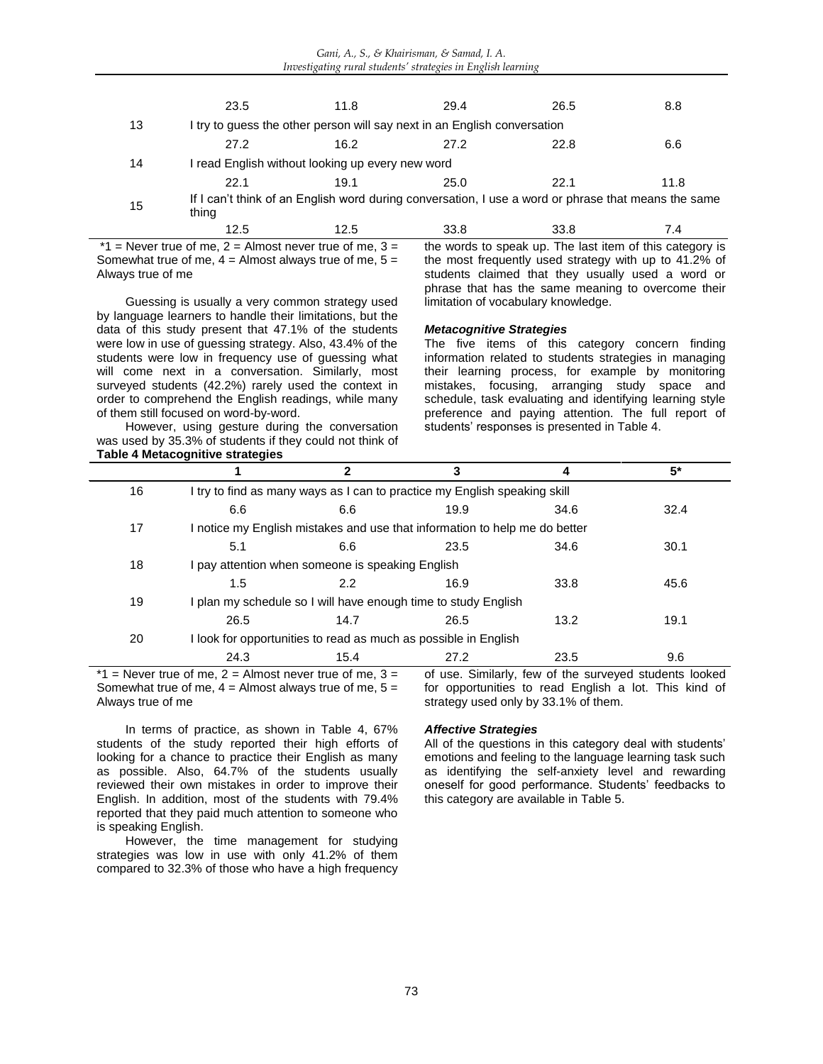| | | | | | |
|---|---|---|---|---|---|
| | 23.5 | 11.8 | 29.4 | 26.5 | 8.8 |
| 13 | I try to guess the other person will say next in an English conversation | | | | |
| | 27.2 | 16.2 | 27.2 | 22.8 | 6.6 |
| 14 | I read English without looking up every new word | | | | |
| | 22.1 | 19.1 | 25.0 | 22.1 | 11.8 |
| 15 | If I can't think of an English word during conversation, I use a word or phrase that means the same thing | | | | |
| | 12.5 | 12.5 | 33.8 | 33.8 | 7.4 |

*1 = Never true of me, 2 = Almost never true of me, 3 = Somewhat true of me, 4 = Almost always true of me, 5 = Always true of me

Guessing is usually a very common strategy used by language learners to handle their limitations, but the data of this study present that 47.1% of the students were low in use of guessing strategy. Also, 43.4% of the students were low in frequency use of guessing what will come next in a conversation. Similarly, most surveyed students (42.2%) rarely used the context in order to comprehend the English readings, while many of them still focused on word-by-word.

However, using gesture during the conversation was used by 35.3% of students if they could not think of the words to speak up. The last item of this category is the most frequently used strategy with up to 41.2% of students claimed that they usually used a word or phrase that has the same meaning to overcome their limitation of vocabulary knowledge.

### *Metacognitive Strategies*

The five items of this category concern finding information related to students strategies in managing their learning process, for example by monitoring mistakes, focusing, arranging study space and schedule, task evaluating and identifying learning style preference and paying attention. The full report of students' responses is presented in Table 4.

**Table 4 Metacognitive strategies**

| | 1 | 2 | 3 | 4 | 5* |
|---|---|---|---|---|---|
| 16 | I try to find as many ways as I can to practice my English speaking skill | | | | |
| | 6.6 | 6.6 | 19.9 | 34.6 | 32.4 |
| 17 | I notice my English mistakes and use that information to help me do better | | | | |
| | 5.1 | 6.6 | 23.5 | 34.6 | 30.1 |
| 18 | I pay attention when someone is speaking English | | | | |
| | 1.5 | 2.2 | 16.9 | 33.8 | 45.6 |
| 19 | I plan my schedule so I will have enough time to study English | | | | |
| | 26.5 | 14.7 | 26.5 | 13.2 | 19.1 |
| 20 | I look for opportunities to read as much as possible in English | | | | |
| | 24.3 | 15.4 | 27.2 | 23.5 | 9.6 |

*1 = Never true of me, 2 = Almost never true of me, 3 = Somewhat true of me, 4 = Almost always true of me, 5 = Always true of me

In terms of practice, as shown in Table 4, 67% students of the study reported their high efforts of looking for a chance to practice their English as many as possible. Also, 64.7% of the students usually reviewed their own mistakes in order to improve their English. In addition, most of the students with 79.4% reported that they paid much attention to someone who is speaking English.

However, the time management for studying strategies was low in use with only 41.2% of them compared to 32.3% of those who have a high frequency of use. Similarly, few of the surveyed students looked for opportunities to read English a lot. This kind of strategy used only by 33.1% of them.

### *Affective Strategies*

All of the questions in this category deal with students' emotions and feeling to the language learning task such as identifying the self-anxiety level and rewarding oneself for good performance. Students' feedbacks to this category are available in Table 5.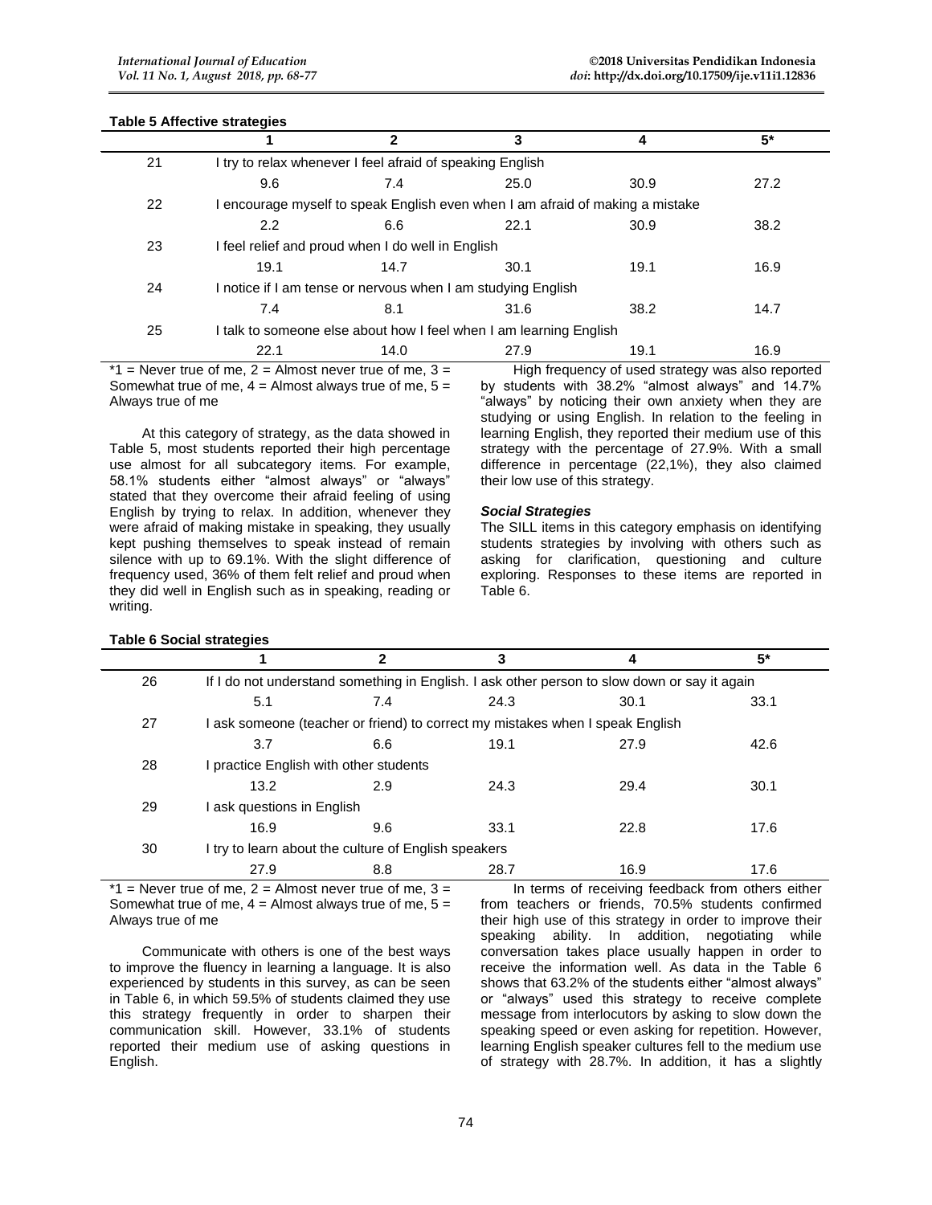**Table 5 Affective strategies**

| | 1 | 2 | 3 | 4 | 5* |
|---|---|---|---|---|---|
| 21 | I try to relax whenever I feel afraid of speaking English | | | | |
| | 9.6 | 7.4 | 25.0 | 30.9 | 27.2 |
| 22 | I encourage myself to speak English even when I am afraid of making a mistake | | | | |
| | 2.2 | 6.6 | 22.1 | 30.9 | 38.2 |
| 23 | I feel relief and proud when I do well in English | | | | |
| | 19.1 | 14.7 | 30.1 | 19.1 | 16.9 |
| 24 | I notice if I am tense or nervous when I am studying English | | | | |
| | 7.4 | 8.1 | 31.6 | 38.2 | 14.7 |
| 25 | I talk to someone else about how I feel when I am learning English | | | | |
| | 22.1 | 14.0 | 27.9 | 19.1 | 16.9 |

*1 = Never true of me, 2 = Almost never true of me, 3 = Somewhat true of me, 4 = Almost always true of me, 5 = Always true of me

At this category of strategy, as the data showed in Table 5, most students reported their high percentage use almost for all subcategory items. For example, 58.1% students either "almost always" or "always" stated that they overcome their afraid feeling of using English by trying to relax. In addition, whenever they were afraid of making mistake in speaking, they usually kept pushing themselves to speak instead of remain silence with up to 69.1%. With the slight difference of frequency used, 36% of them felt relief and proud when they did well in English such as in speaking, reading or writing.

High frequency of used strategy was also reported by students with 38.2% "almost always" and 14.7% "always" by noticing their own anxiety when they are studying or using English. In relation to the feeling in learning English, they reported their medium use of this strategy with the percentage of 27.9%. With a small difference in percentage (22,1%), they also claimed their low use of this strategy.

### *Social Strategies*

The SILL items in this category emphasis on identifying students strategies by involving with others such as asking for clarification, questioning and culture exploring. Responses to these items are reported in Table 6.

**Table 6 Social strategies**

| | 1 | 2 | 3 | 4 | 5* |
|---|---|---|---|---|---|
| 26 | If I do not understand something in English. I ask other person to slow down or say it again | | | | |
| | 5.1 | 7.4 | 24.3 | 30.1 | 33.1 |
| 27 | I ask someone (teacher or friend) to correct my mistakes when I speak English | | | | |
| | 3.7 | 6.6 | 19.1 | 27.9 | 42.6 |
| 28 | I practice English with other students | | | | |
| | 13.2 | 2.9 | 24.3 | 29.4 | 30.1 |
| 29 | I ask questions in English | | | | |
| | 16.9 | 9.6 | 33.1 | 22.8 | 17.6 |
| 30 | I try to learn about the culture of English speakers | | | | |
| | 27.9 | 8.8 | 28.7 | 16.9 | 17.6 |

*1 = Never true of me, 2 = Almost never true of me, 3 = Somewhat true of me, 4 = Almost always true of me, 5 = Always true of me

Communicate with others is one of the best ways to improve the fluency in learning a language. It is also experienced by students in this survey, as can be seen in Table 6, in which 59.5% of students claimed they use this strategy frequently in order to sharpen their communication skill. However, 33.1% of students reported their medium use of asking questions in English.

In terms of receiving feedback from others either from teachers or friends, 70.5% students confirmed their high use of this strategy in order to improve their speaking ability. In addition, negotiating while conversation takes place usually happen in order to receive the information well. As data in the Table 6 shows that 63.2% of the students either "almost always" or "always" used this strategy to receive complete message from interlocutors by asking to slow down the speaking speed or even asking for repetition. However, learning English speaker cultures fell to the medium use of strategy with 28.7%. In addition, it has a slightly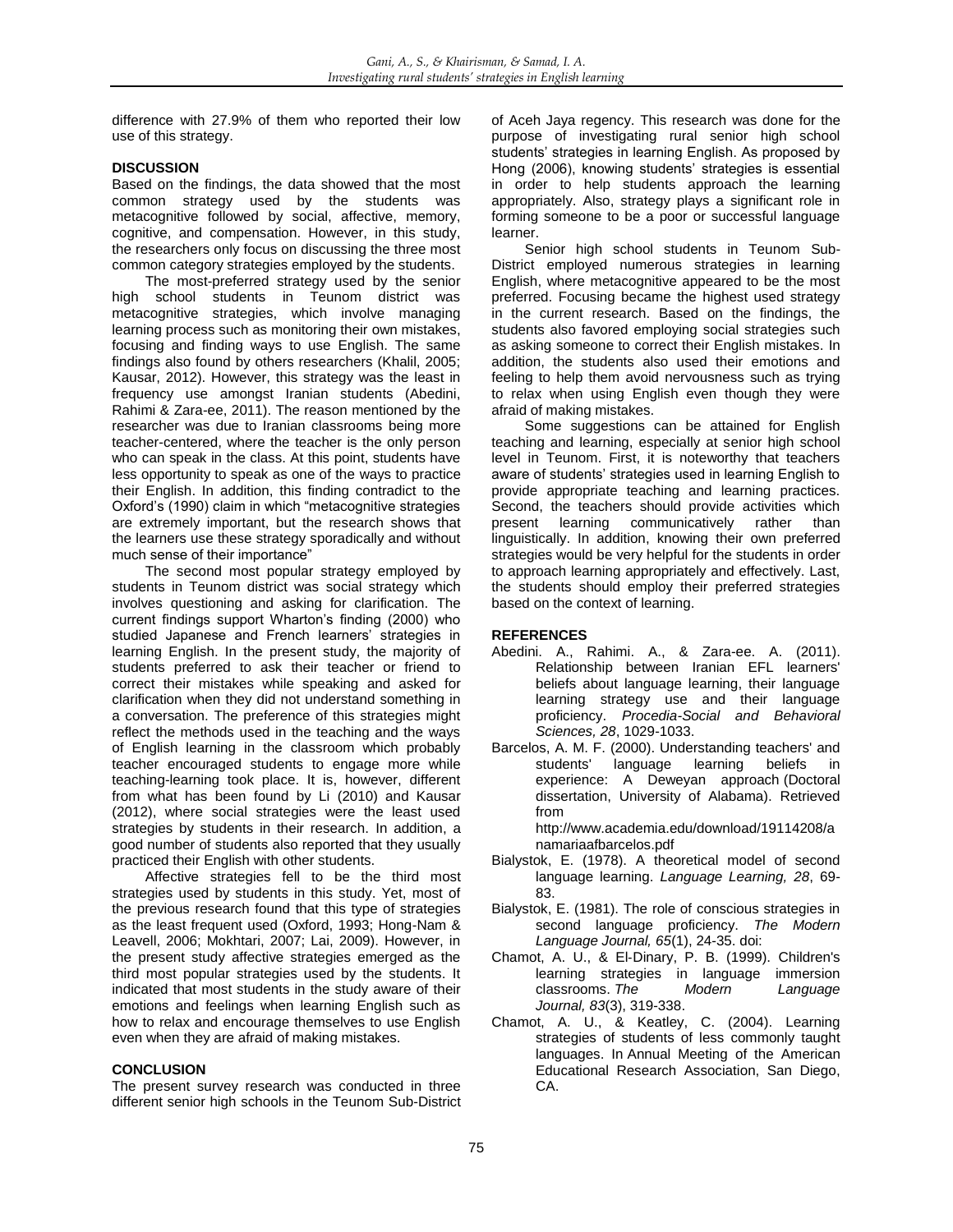difference with 27.9% of them who reported their low use of this strategy.

## DISCUSSION

Based on the findings, the data showed that the most common strategy used by the students was metacognitive followed by social, affective, memory, cognitive, and compensation. However, in this study, the researchers only focus on discussing the three most common category strategies employed by the students.

The most-preferred strategy used by the senior high school students in Teunom district was metacognitive strategies, which involve managing learning process such as monitoring their own mistakes, focusing and finding ways to use English. The same findings also found by others researchers (Khalil, 2005; Kausar, 2012). However, this strategy was the least in frequency use amongst Iranian students (Abedini, Rahimi & Zara-ee, 2011). The reason mentioned by the researcher was due to Iranian classrooms being more teacher-centered, where the teacher is the only person who can speak in the class. At this point, students have less opportunity to speak as one of the ways to practice their English. In addition, this finding contradict to the Oxford's (1990) claim in which "metacognitive strategies are extremely important, but the research shows that the learners use these strategy sporadically and without much sense of their importance"

The second most popular strategy employed by students in Teunom district was social strategy which involves questioning and asking for clarification. The current findings support Wharton's finding (2000) who studied Japanese and French learners' strategies in learning English. In the present study, the majority of students preferred to ask their teacher or friend to correct their mistakes while speaking and asked for clarification when they did not understand something in a conversation. The preference of this strategies might reflect the methods used in the teaching and the ways of English learning in the classroom which probably teacher encouraged students to engage more while teaching-learning took place. It is, however, different from what has been found by Li (2010) and Kausar (2012), where social strategies were the least used strategies by students in their research. In addition, a good number of students also reported that they usually practiced their English with other students.

Affective strategies fell to be the third most strategies used by students in this study. Yet, most of the previous research found that this type of strategies as the least frequent used (Oxford, 1993; Hong-Nam & Leavell, 2006; Mokhtari, 2007; Lai, 2009). However, in the present study affective strategies emerged as the third most popular strategies used by the students. It indicated that most students in the study aware of their emotions and feelings when learning English such as how to relax and encourage themselves to use English even when they are afraid of making mistakes.

## CONCLUSION

The present survey research was conducted in three different senior high schools in the Teunom Sub-District of Aceh Jaya regency. This research was done for the purpose of investigating rural senior high school students' strategies in learning English. As proposed by Hong (2006), knowing students' strategies is essential in order to help students approach the learning appropriately. Also, strategy plays a significant role in forming someone to be a poor or successful language learner.

Senior high school students in Teunom Sub-District employed numerous strategies in learning English, where metacognitive appeared to be the most preferred. Focusing became the highest used strategy in the current research. Based on the findings, the students also favored employing social strategies such as asking someone to correct their English mistakes. In addition, the students also used their emotions and feeling to help them avoid nervousness such as trying to relax when using English even though they were afraid of making mistakes.

Some suggestions can be attained for English teaching and learning, especially at senior high school level in Teunom. First, it is noteworthy that teachers aware of students' strategies used in learning English to provide appropriate teaching and learning practices. Second, the teachers should provide activities which present learning communicatively rather than linguistically. In addition, knowing their own preferred strategies would be very helpful for the students in order to approach learning appropriately and effectively. Last, the students should employ their preferred strategies based on the context of learning.

## REFERENCES

Abedini. A., Rahimi. A., & Zara-ee. A. (2011). Relationship between Iranian EFL learners' beliefs about language learning, their language learning strategy use and their language proficiency. *Procedia-Social and Behavioral Sciences, 28*, 1029-1033.

Barcelos, A. M. F. (2000). Understanding teachers' and students' language learning beliefs in experience: A Deweyan approach (Doctoral dissertation, University of Alabama). Retrieved from http://www.academia.edu/download/19114208/anamariaafbarcelos.pdf

Bialystok, E. (1978). A theoretical model of second language learning. *Language Learning, 28*, 69-83.

Bialystok, E. (1981). The role of conscious strategies in second language proficiency. *The Modern Language Journal, 65*(1), 24-35. doi:

Chamot, A. U., & El-Dinary, P. B. (1999). Children's learning strategies in language immersion classrooms. *The Modern Language Journal, 83*(3), 319-338.

Chamot, A. U., & Keatley, C. (2004). Learning strategies of students of less commonly taught languages. In Annual Meeting of the American Educational Research Association, San Diego, CA.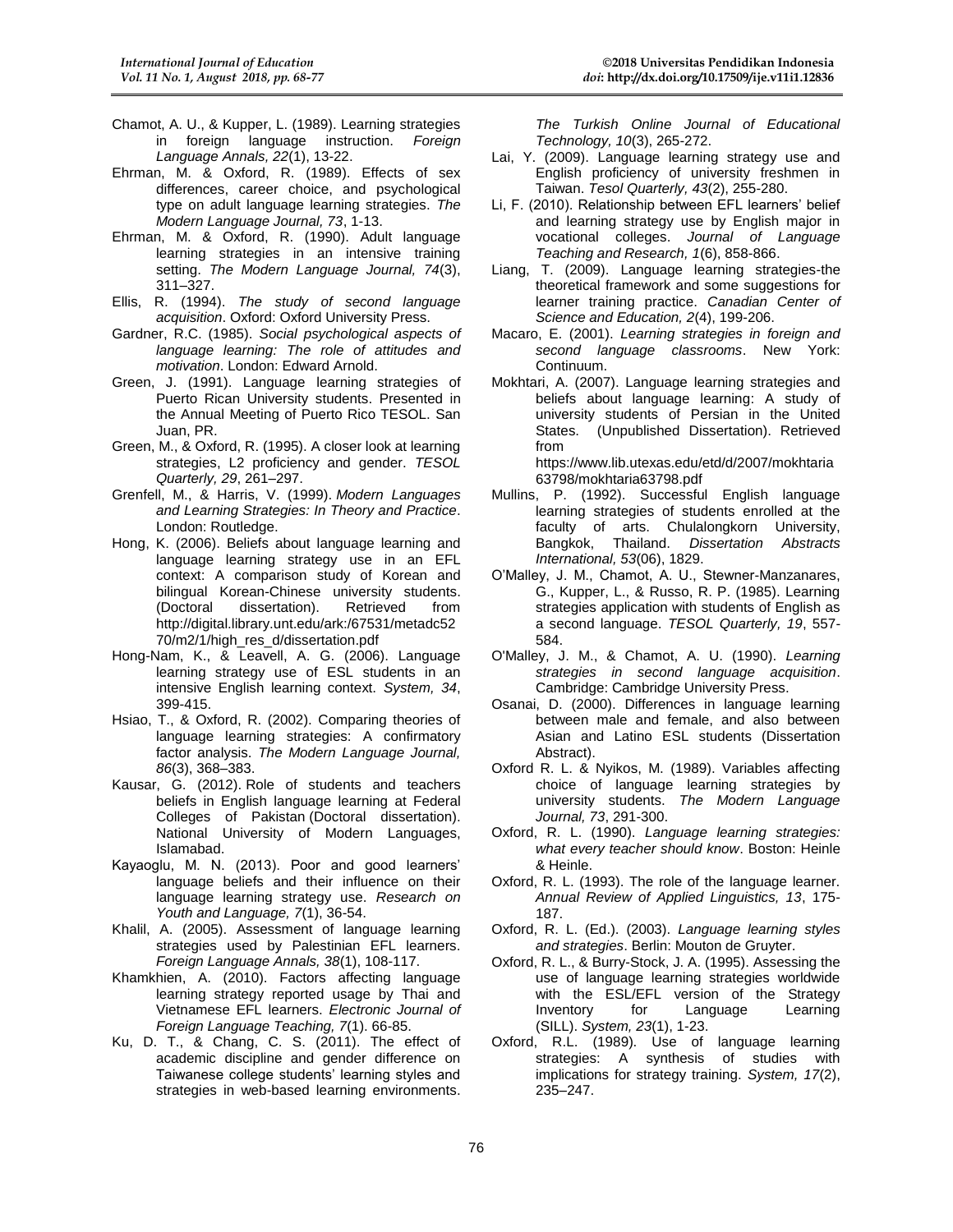Chamot, A. U., & Kupper, L. (1989). Learning strategies in foreign language instruction. *Foreign Language Annals, 22*(1), 13-22.

Ehrman, M. & Oxford, R. (1989). Effects of sex differences, career choice, and psychological type on adult language learning strategies. *The Modern Language Journal, 73*, 1-13.

Ehrman, M. & Oxford, R. (1990). Adult language learning strategies in an intensive training setting. *The Modern Language Journal, 74*(3), 311–327.

Ellis, R. (1994). *The study of second language acquisition*. Oxford: Oxford University Press.

Gardner, R.C. (1985). *Social psychological aspects of language learning: The role of attitudes and motivation*. London: Edward Arnold.

Green, J. (1991). Language learning strategies of Puerto Rican University students. Presented in the Annual Meeting of Puerto Rico TESOL. San Juan, PR.

Green, M., & Oxford, R. (1995). A closer look at learning strategies, L2 proficiency and gender. *TESOL Quarterly, 29*, 261–297.

Grenfell, M., & Harris, V. (1999). *Modern Languages and Learning Strategies: In Theory and Practice*. London: Routledge.

Hong, K. (2006). Beliefs about language learning and language learning strategy use in an EFL context: A comparison study of Korean and bilingual Korean-Chinese university students. (Doctoral dissertation). Retrieved from http://digital.library.unt.edu/ark:/67531/metadc5270/m2/1/high_res_d/dissertation.pdf

Hong-Nam, K., & Leavell, A. G. (2006). Language learning strategy use of ESL students in an intensive English learning context. *System, 34*, 399-415.

Hsiao, T., & Oxford, R. (2002). Comparing theories of language learning strategies: A confirmatory factor analysis. *The Modern Language Journal, 86*(3), 368–383.

Kausar, G. (2012). Role of students and teachers beliefs in English language learning at Federal Colleges of Pakistan (Doctoral dissertation). National University of Modern Languages, Islamabad.

Kayaoglu, M. N. (2013). Poor and good learners' language beliefs and their influence on their language learning strategy use. *Research on Youth and Language, 7*(1), 36-54.

Khalil, A. (2005). Assessment of language learning strategies used by Palestinian EFL learners. *Foreign Language Annals, 38*(1), 108-117.

Khamkhien, A. (2010). Factors affecting language learning strategy reported usage by Thai and Vietnamese EFL learners. *Electronic Journal of Foreign Language Teaching, 7*(1). 66-85.

Ku, D. T., & Chang, C. S. (2011). The effect of academic discipline and gender difference on Taiwanese college students' learning styles and strategies in web-based learning environments. *The Turkish Online Journal of Educational Technology, 10*(3), 265-272.

Lai, Y. (2009). Language learning strategy use and English proficiency of university freshmen in Taiwan. *Tesol Quarterly, 43*(2), 255-280.

Li, F. (2010). Relationship between EFL learners' belief and learning strategy use by English major in vocational colleges. *Journal of Language Teaching and Research, 1*(6), 858-866.

Liang, T. (2009). Language learning strategies-the theoretical framework and some suggestions for learner training practice. *Canadian Center of Science and Education, 2*(4), 199-206.

Macaro, E. (2001). *Learning strategies in foreign and second language classrooms*. New York: Continuum.

Mokhtari, A. (2007). Language learning strategies and beliefs about language learning: A study of university students of Persian in the United States. (Unpublished Dissertation). Retrieved from https://www.lib.utexas.edu/etd/d/2007/mokhtaria63798/mokhtaria63798.pdf

Mullins, P. (1992). Successful English language learning strategies of students enrolled at the faculty of arts. Chulalongkorn University, Bangkok, Thailand. *Dissertation Abstracts International, 53*(06), 1829.

O'Malley, J. M., Chamot, A. U., Stewner-Manzanares, G., Kupper, L., & Russo, R. P. (1985). Learning strategies application with students of English as a second language. *TESOL Quarterly, 19*, 557-584.

O'Malley, J. M., & Chamot, A. U. (1990). *Learning strategies in second language acquisition*. Cambridge: Cambridge University Press.

Osanai, D. (2000). Differences in language learning between male and female, and also between Asian and Latino ESL students (Dissertation Abstract).

Oxford R. L. & Nyikos, M. (1989). Variables affecting choice of language learning strategies by university students. *The Modern Language Journal, 73*, 291-300.

Oxford, R. L. (1990). *Language learning strategies: what every teacher should know*. Boston: Heinle & Heinle.

Oxford, R. L. (1993). The role of the language learner. *Annual Review of Applied Linguistics, 13*, 175-187.

Oxford, R. L. (Ed.). (2003). *Language learning styles and strategies*. Berlin: Mouton de Gruyter.

Oxford, R. L., & Burry-Stock, J. A. (1995). Assessing the use of language learning strategies worldwide with the ESL/EFL version of the Strategy Inventory for Language Learning (SILL). *System, 23*(1), 1-23.

Oxford, R.L. (1989). Use of language learning strategies: A synthesis of studies with implications for strategy training. *System, 17*(2), 235–247.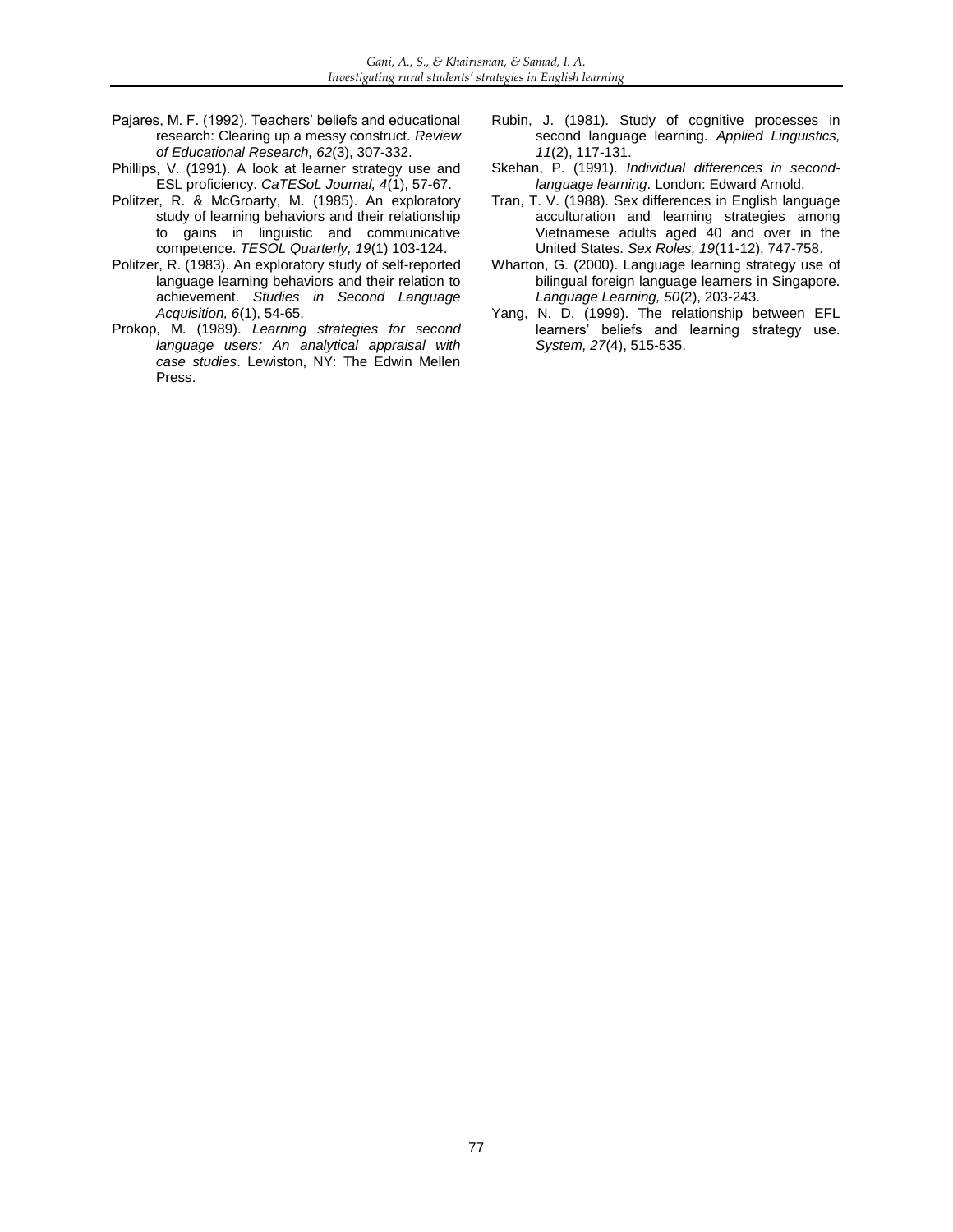Pajares, M. F. (1992). Teachers' beliefs and educational research: Clearing up a messy construct. *Review of Educational Research, 62*(3), 307-332.

Phillips, V. (1991). A look at learner strategy use and ESL proficiency. *CaTESoL Journal, 4*(1), 57-67.

Politzer, R. & McGroarty, M. (1985). An exploratory study of learning behaviors and their relationship to gains in linguistic and communicative competence. *TESOL Quarterly, 19*(1) 103-124.

Politzer, R. (1983). An exploratory study of self-reported language learning behaviors and their relation to achievement. *Studies in Second Language Acquisition, 6*(1), 54-65.

Prokop, M. (1989). *Learning strategies for second language users: An analytical appraisal with case studies*. Lewiston, NY: The Edwin Mellen Press.

Rubin, J. (1981). Study of cognitive processes in second language learning. *Applied Linguistics, 11*(2), 117-131.

Skehan, P. (1991). *Individual differences in second-language learning*. London: Edward Arnold.

Tran, T. V. (1988). Sex differences in English language acculturation and learning strategies among Vietnamese adults aged 40 and over in the United States. *Sex Roles, 19*(11-12), 747-758.

Wharton, G. (2000). Language learning strategy use of bilingual foreign language learners in Singapore. *Language Learning, 50*(2), 203-243.

Yang, N. D. (1999). The relationship between EFL learners' beliefs and learning strategy use. *System, 27*(4), 515-535.